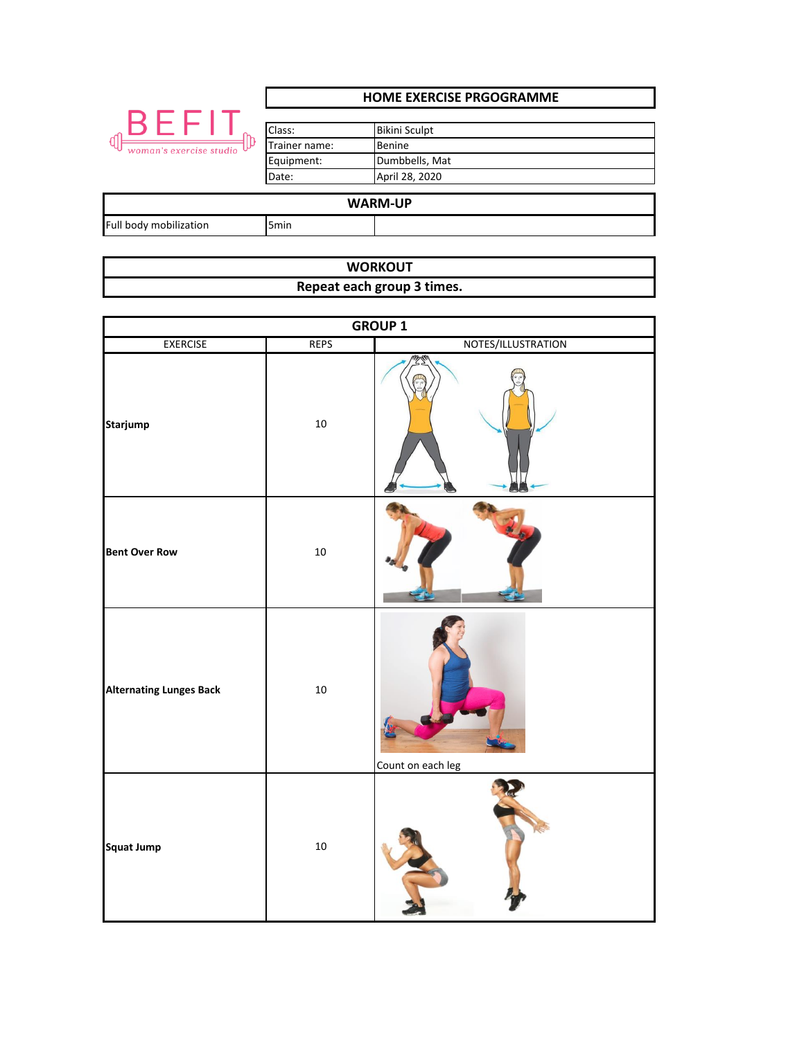BEFIT
woman's exercise studio

## HOME EXERCISE PRGOGRAMME

| | |
|---|---|
| Class: | Bikini Sculpt |
| Trainer name: | Benine |
| Equipment: | Dumbbells, Mat |
| Date: | April 28, 2020 |

## WARM-UP

| | | |
|---|---|---|
| Full body mobilization | 5min | |

## WORKOUT

**Repeat each group 3 times.**

### GROUP 1

| EXERCISE | REPS | NOTES/ILLUSTRATION |
|---|---|---|
| **Starjump** | 10 | |
| **Bent Over Row** | 10 | |
| **Alternating Lunges Back** | 10 | Count on each leg |
| **Squat Jump** | 10 | |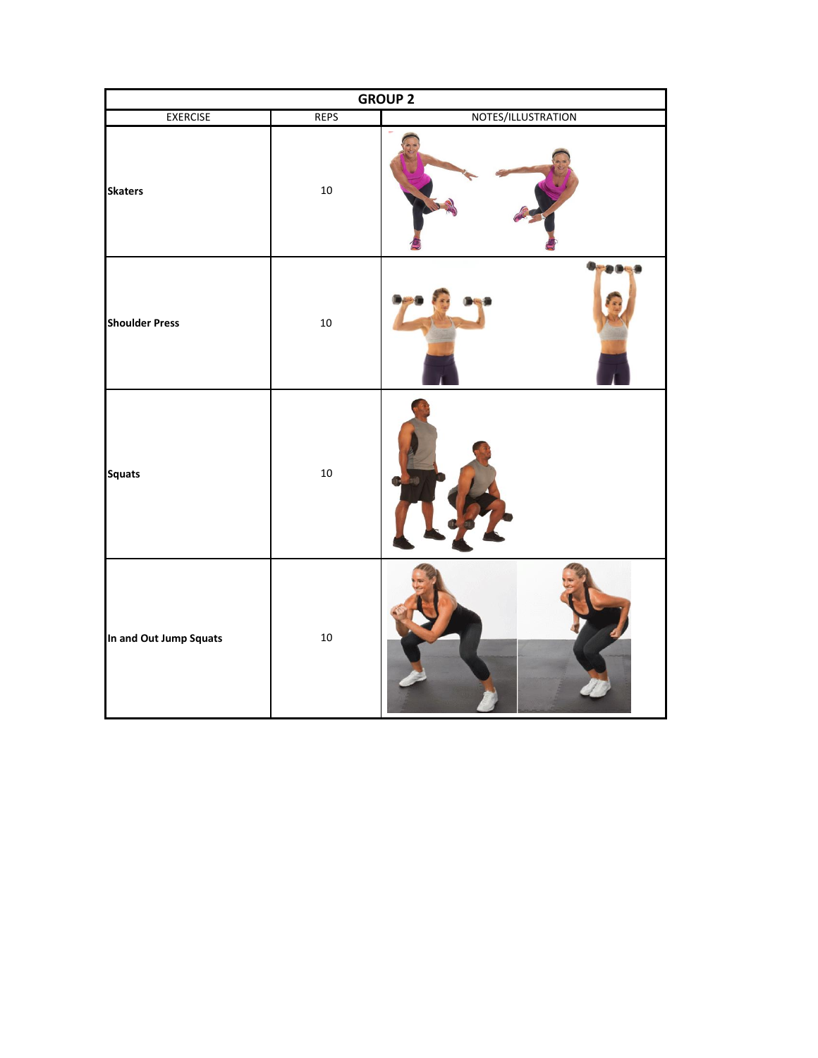| GROUP 2 | | |
|---|---|---|
| EXERCISE | REPS | NOTES/ILLUSTRATION |
| **Skaters** | 10 | |
| **Shoulder Press** | 10 | |
| **Squats** | 10 | |
| **In and Out Jump Squats** | 10 | |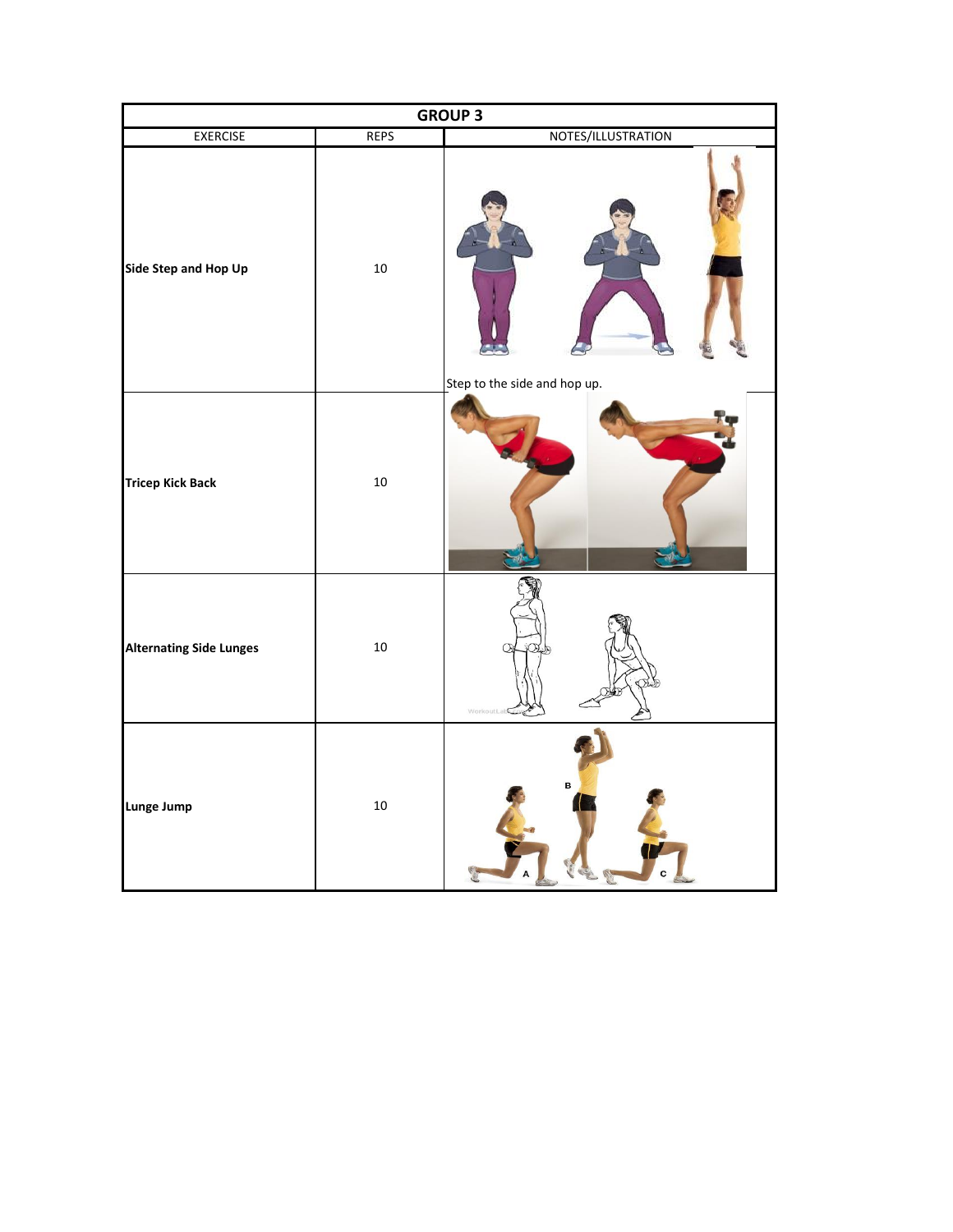| GROUP 3 | | |
|---|---|---|
| EXERCISE | REPS | NOTES/ILLUSTRATION |
| **Side Step and Hop Up** | 10 | Step to the side and hop up. |
| **Tricep Kick Back** | 10 | |
| **Alternating Side Lunges** | 10 | |
| **Lunge Jump** | 10 | |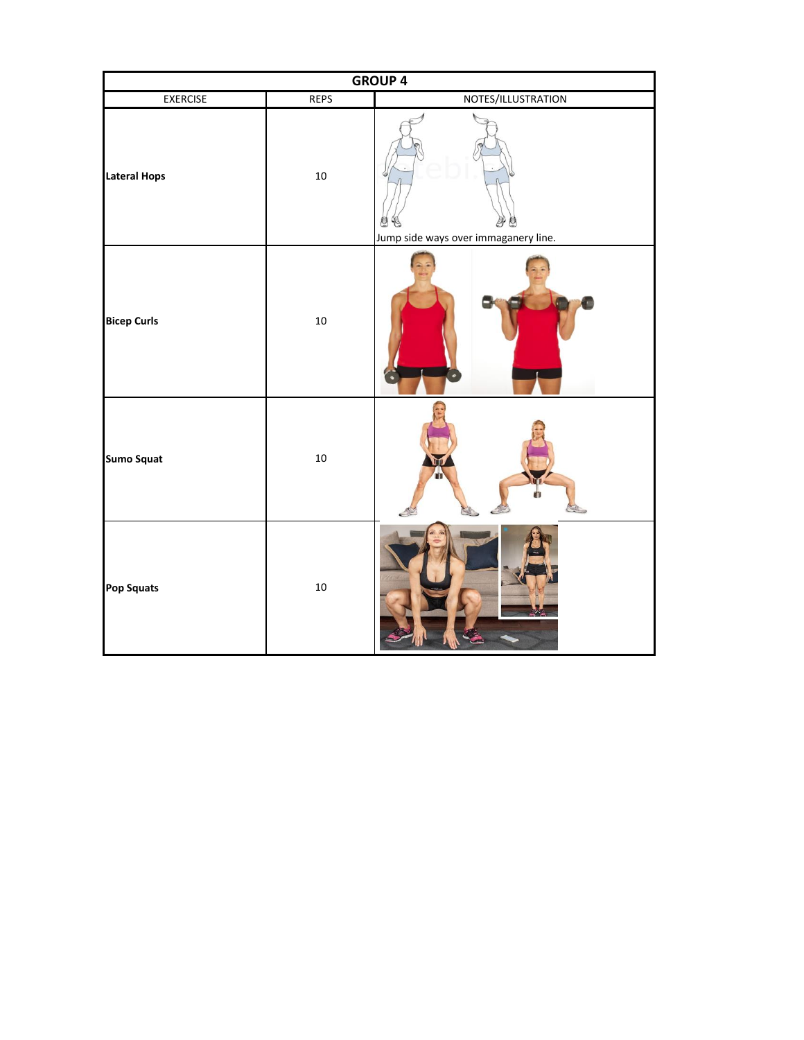| GROUP 4 | | |
|---|---|---|
| EXERCISE | REPS | NOTES/ILLUSTRATION |
| **Lateral Hops** | 10 | Jump side ways over immaganery line. |
| **Bicep Curls** | 10 | |
| **Sumo Squat** | 10 | |
| **Pop Squats** | 10 | |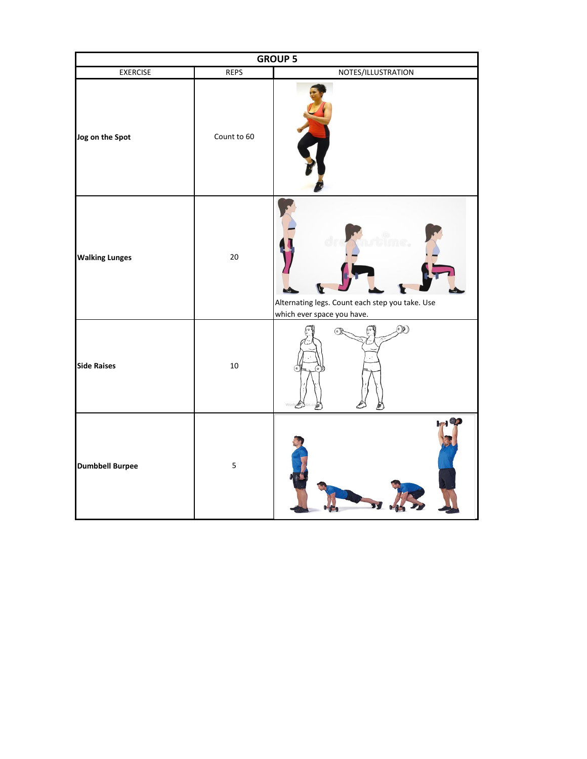| GROUP 5 | | |
|---|---|---|
| EXERCISE | REPS | NOTES/ILLUSTRATION |
| **Jog on the Spot** | Count to 60 | |
| **Walking Lunges** | 20 | Alternating legs. Count each step you take. Use which ever space you have. |
| **Side Raises** | 10 | |
| **Dumbbell Burpee** | 5 | |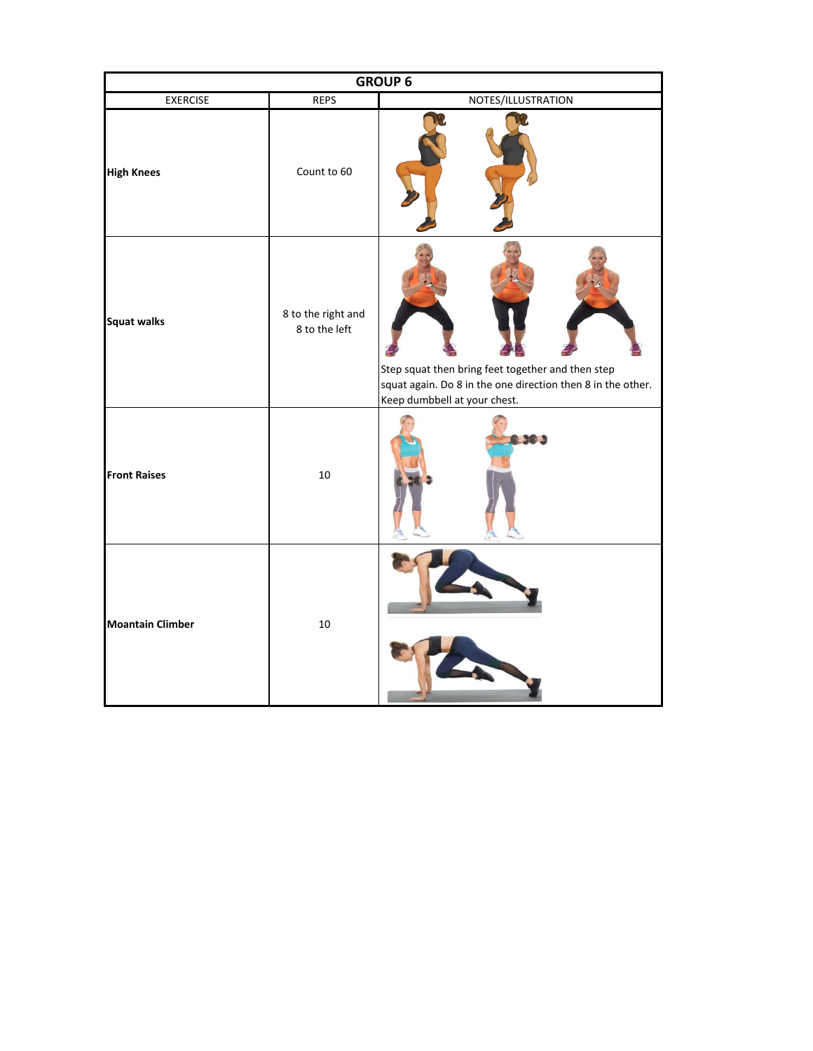| GROUP 6 | | |
|---|---|---|
| EXERCISE | REPS | NOTES/ILLUSTRATION |
| **High Knees** | Count to 60 | |
| **Squat walks** | 8 to the right and 8 to the left | Step squat then bring feet together and then step squat again. Do 8 in the one direction then 8 in the other. Keep dumbbell at your chest. |
| **Front Raises** | 10 | |
| **Moantain Climber** | 10 | |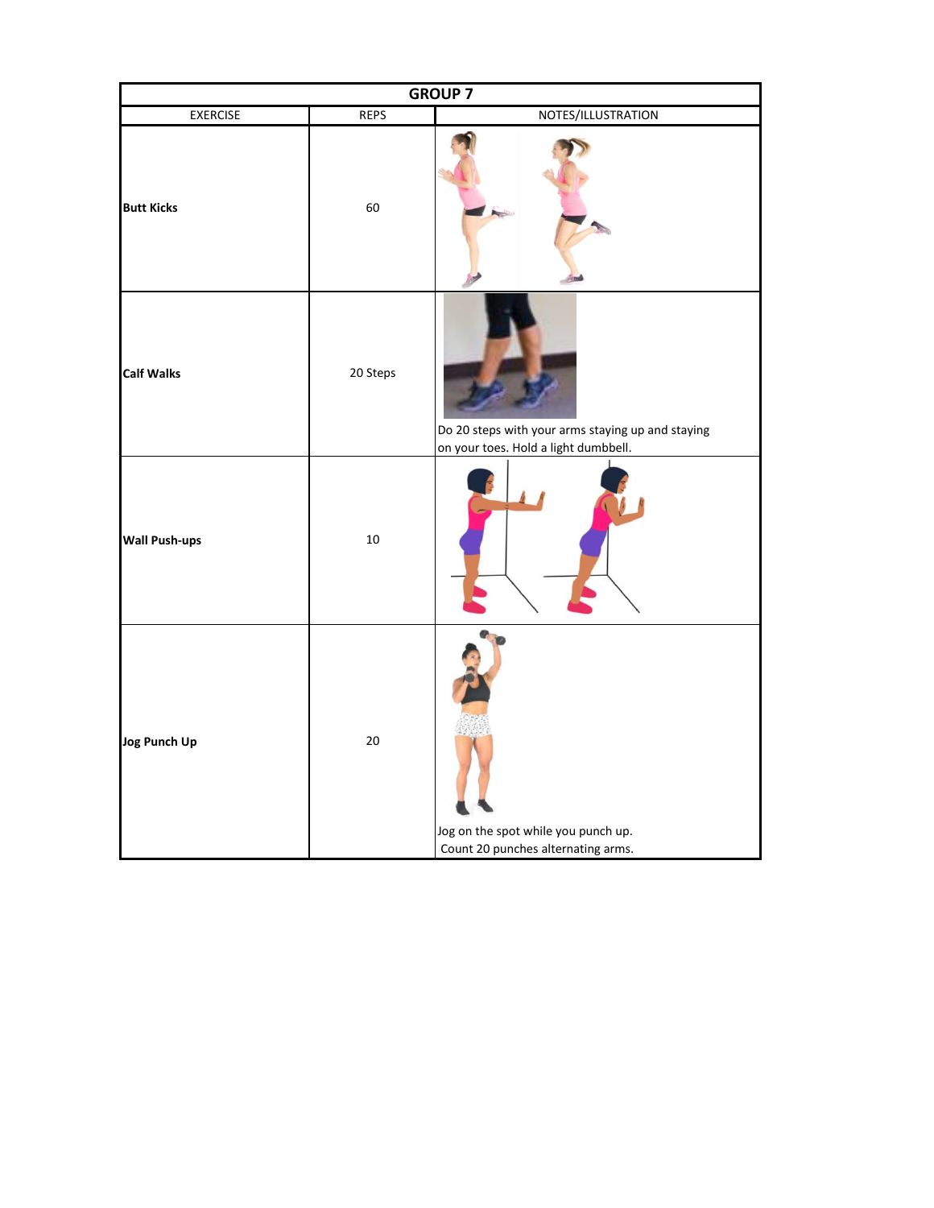| GROUP 7 | | |
|---|---|---|
| EXERCISE | REPS | NOTES/ILLUSTRATION |
| **Butt Kicks** | 60 | |
| **Calf Walks** | 20 Steps | Do 20 steps with your arms staying up and staying on your toes. Hold a light dumbbell. |
| **Wall Push-ups** | 10 | |
| **Jog Punch Up** | 20 | Jog on the spot while you punch up. Count 20 punches alternating arms. |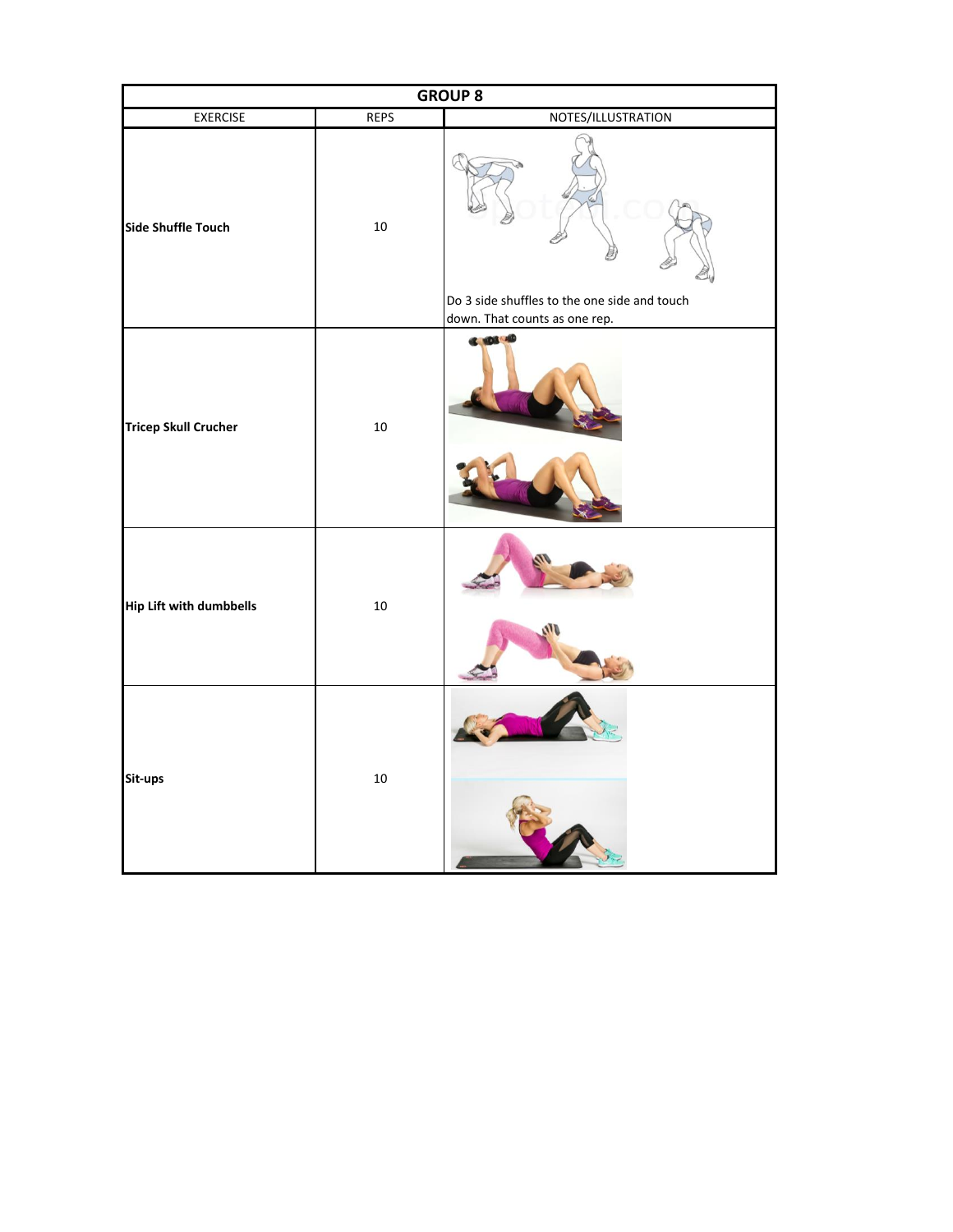| GROUP 8 | | |
|---|---|---|
| EXERCISE | REPS | NOTES/ILLUSTRATION |
| **Side Shuffle Touch** | 10 | Do 3 side shuffles to the one side and touch down. That counts as one rep. |
| **Tricep Skull Crucher** | 10 | |
| **Hip Lift with dumbbells** | 10 | |
| **Sit-ups** | 10 | |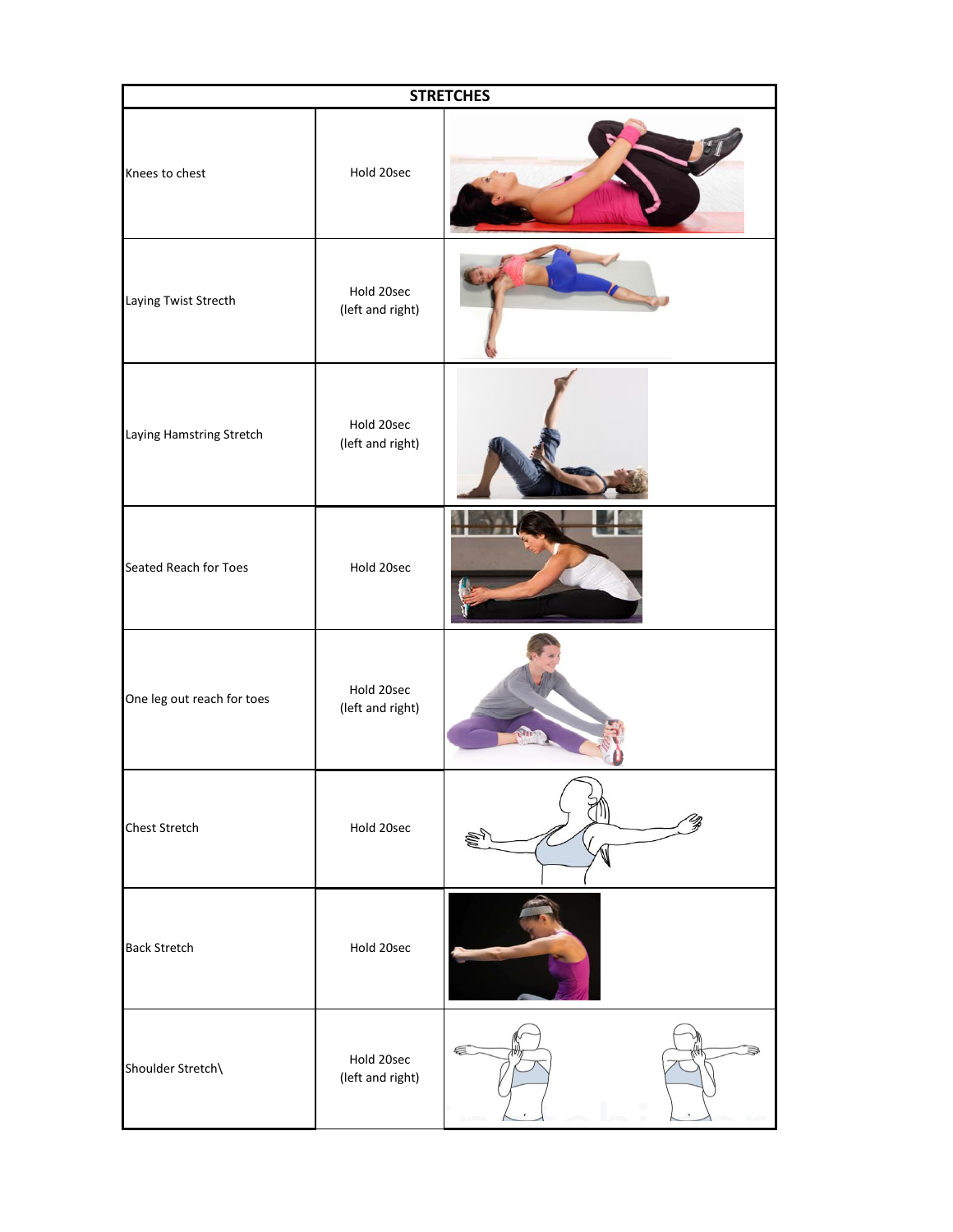| STRETCHES | | |
|---|---|---|
| Knees to chest | Hold 20sec | |
| Laying Twist Strecth | Hold 20sec (left and right) | |
| Laying Hamstring Stretch | Hold 20sec (left and right) | |
| Seated Reach for Toes | Hold 20sec | |
| One leg out reach for toes | Hold 20sec (left and right) | |
| Chest Stretch | Hold 20sec | |
| Back Stretch | Hold 20sec | |
| Shoulder Stretch\ | Hold 20sec (left and right) | |